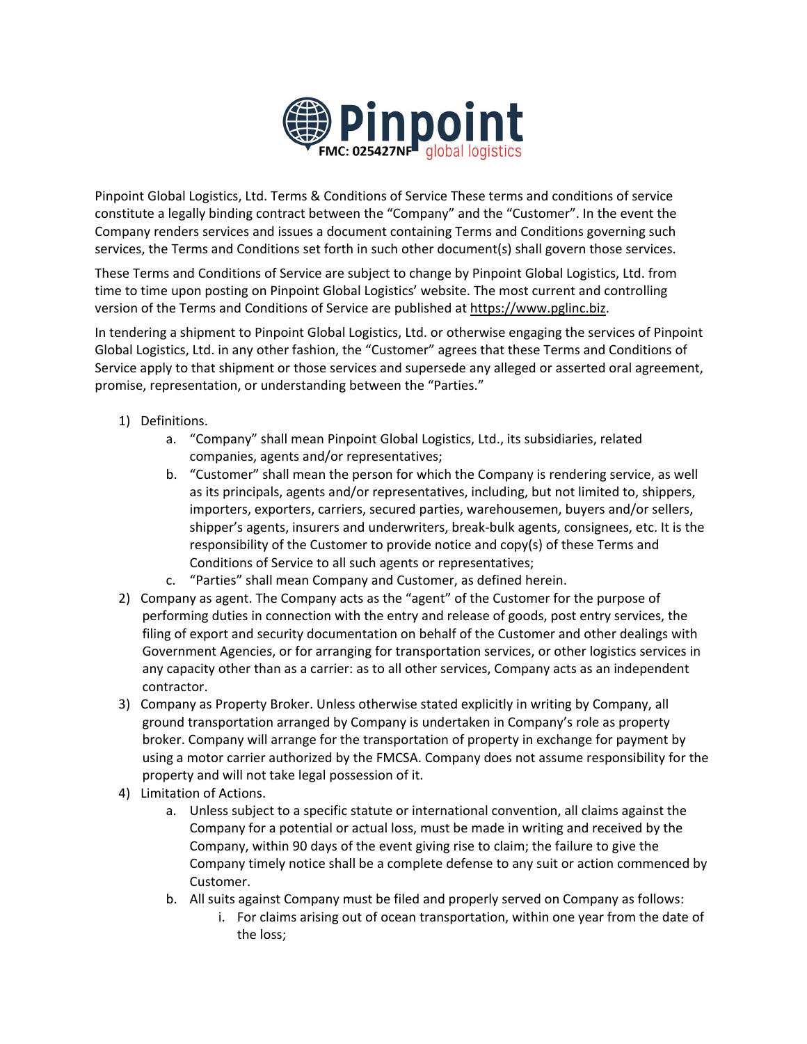Pinpoint global logistics
FMC: 025427NF

Pinpoint Global Logistics, Ltd. Terms & Conditions of Service These terms and conditions of service constitute a legally binding contract between the "Company" and the "Customer". In the event the Company renders services and issues a document containing Terms and Conditions governing such services, the Terms and Conditions set forth in such other document(s) shall govern those services.

These Terms and Conditions of Service are subject to change by Pinpoint Global Logistics, Ltd. from time to time upon posting on Pinpoint Global Logistics' website. The most current and controlling version of the Terms and Conditions of Service are published at https://www.pglinc.biz.

In tendering a shipment to Pinpoint Global Logistics, Ltd. or otherwise engaging the services of Pinpoint Global Logistics, Ltd. in any other fashion, the "Customer" agrees that these Terms and Conditions of Service apply to that shipment or those services and supersede any alleged or asserted oral agreement, promise, representation, or understanding between the "Parties."

1) Definitions.
   a. "Company" shall mean Pinpoint Global Logistics, Ltd., its subsidiaries, related companies, agents and/or representatives;
   b. "Customer" shall mean the person for which the Company is rendering service, as well as its principals, agents and/or representatives, including, but not limited to, shippers, importers, exporters, carriers, secured parties, warehousemen, buyers and/or sellers, shipper's agents, insurers and underwriters, break-bulk agents, consignees, etc. It is the responsibility of the Customer to provide notice and copy(s) of these Terms and Conditions of Service to all such agents or representatives;
   c. "Parties" shall mean Company and Customer, as defined herein.
2) Company as agent. The Company acts as the "agent" of the Customer for the purpose of performing duties in connection with the entry and release of goods, post entry services, the filing of export and security documentation on behalf of the Customer and other dealings with Government Agencies, or for arranging for transportation services, or other logistics services in any capacity other than as a carrier: as to all other services, Company acts as an independent contractor.
3) Company as Property Broker. Unless otherwise stated explicitly in writing by Company, all ground transportation arranged by Company is undertaken in Company's role as property broker. Company will arrange for the transportation of property in exchange for payment by using a motor carrier authorized by the FMCSA. Company does not assume responsibility for the property and will not take legal possession of it.
4) Limitation of Actions.
   a. Unless subject to a specific statute or international convention, all claims against the Company for a potential or actual loss, must be made in writing and received by the Company, within 90 days of the event giving rise to claim; the failure to give the Company timely notice shall be a complete defense to any suit or action commenced by Customer.
   b. All suits against Company must be filed and properly served on Company as follows:
      i. For claims arising out of ocean transportation, within one year from the date of the loss;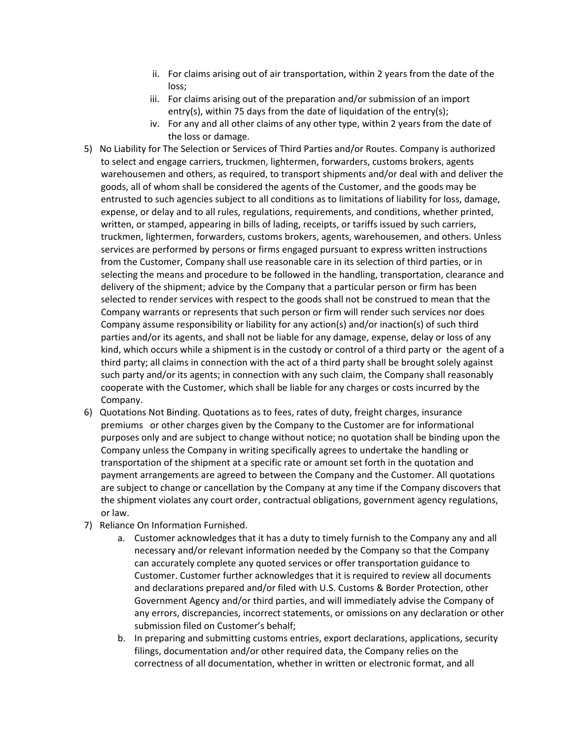ii. For claims arising out of air transportation, within 2 years from the date of the loss;
   iii. For claims arising out of the preparation and/or submission of an import entry(s), within 75 days from the date of liquidation of the entry(s);
   iv. For any and all other claims of any other type, within 2 years from the date of the loss or damage.

5) No Liability for The Selection or Services of Third Parties and/or Routes. Company is authorized to select and engage carriers, truckmen, lightermen, forwarders, customs brokers, agents warehousemen and others, as required, to transport shipments and/or deal with and deliver the goods, all of whom shall be considered the agents of the Customer, and the goods may be entrusted to such agencies subject to all conditions as to limitations of liability for loss, damage, expense, or delay and to all rules, regulations, requirements, and conditions, whether printed, written, or stamped, appearing in bills of lading, receipts, or tariffs issued by such carriers, truckmen, lightermen, forwarders, customs brokers, agents, warehousemen, and others. Unless services are performed by persons or firms engaged pursuant to express written instructions from the Customer, Company shall use reasonable care in its selection of third parties, or in selecting the means and procedure to be followed in the handling, transportation, clearance and delivery of the shipment; advice by the Company that a particular person or firm has been selected to render services with respect to the goods shall not be construed to mean that the Company warrants or represents that such person or firm will render such services nor does Company assume responsibility or liability for any action(s) and/or inaction(s) of such third parties and/or its agents, and shall not be liable for any damage, expense, delay or loss of any kind, which occurs while a shipment is in the custody or control of a third party or the agent of a third party; all claims in connection with the act of a third party shall be brought solely against such party and/or its agents; in connection with any such claim, the Company shall reasonably cooperate with the Customer, which shall be liable for any charges or costs incurred by the Company.
6) Quotations Not Binding. Quotations as to fees, rates of duty, freight charges, insurance premiums or other charges given by the Company to the Customer are for informational purposes only and are subject to change without notice; no quotation shall be binding upon the Company unless the Company in writing specifically agrees to undertake the handling or transportation of the shipment at a specific rate or amount set forth in the quotation and payment arrangements are agreed to between the Company and the Customer. All quotations are subject to change or cancellation by the Company at any time if the Company discovers that the shipment violates any court order, contractual obligations, government agency regulations, or law.
7) Reliance On Information Furnished.
   a. Customer acknowledges that it has a duty to timely furnish to the Company any and all necessary and/or relevant information needed by the Company so that the Company can accurately complete any quoted services or offer transportation guidance to Customer. Customer further acknowledges that it is required to review all documents and declarations prepared and/or filed with U.S. Customs & Border Protection, other Government Agency and/or third parties, and will immediately advise the Company of any errors, discrepancies, incorrect statements, or omissions on any declaration or other submission filed on Customer's behalf;
   b. In preparing and submitting customs entries, export declarations, applications, security filings, documentation and/or other required data, the Company relies on the correctness of all documentation, whether in written or electronic format, and all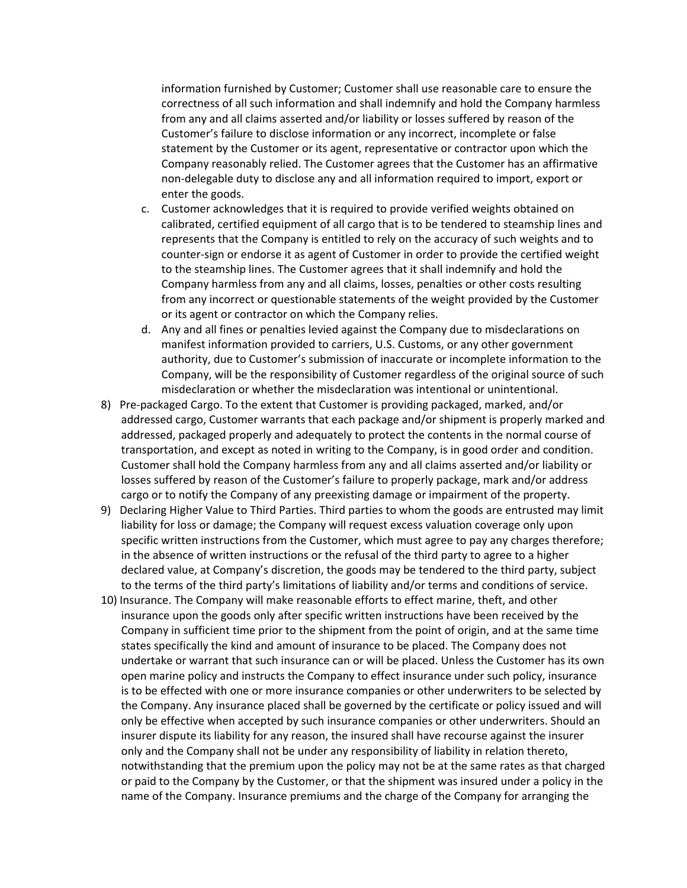information furnished by Customer; Customer shall use reasonable care to ensure the correctness of all such information and shall indemnify and hold the Company harmless from any and all claims asserted and/or liability or losses suffered by reason of the Customer's failure to disclose information or any incorrect, incomplete or false statement by the Customer or its agent, representative or contractor upon which the Company reasonably relied. The Customer agrees that the Customer has an affirmative non-delegable duty to disclose any and all information required to import, export or enter the goods.

   c. Customer acknowledges that it is required to provide verified weights obtained on calibrated, certified equipment of all cargo that is to be tendered to steamship lines and represents that the Company is entitled to rely on the accuracy of such weights and to counter-sign or endorse it as agent of Customer in order to provide the certified weight to the steamship lines. The Customer agrees that it shall indemnify and hold the Company harmless from any and all claims, losses, penalties or other costs resulting from any incorrect or questionable statements of the weight provided by the Customer or its agent or contractor on which the Company relies.

   d. Any and all fines or penalties levied against the Company due to misdeclarations on manifest information provided to carriers, U.S. Customs, or any other government authority, due to Customer's submission of inaccurate or incomplete information to the Company, will be the responsibility of Customer regardless of the original source of such misdeclaration or whether the misdeclaration was intentional or unintentional.

8) Pre-packaged Cargo. To the extent that Customer is providing packaged, marked, and/or addressed cargo, Customer warrants that each package and/or shipment is properly marked and addressed, packaged properly and adequately to protect the contents in the normal course of transportation, and except as noted in writing to the Company, is in good order and condition. Customer shall hold the Company harmless from any and all claims asserted and/or liability or losses suffered by reason of the Customer's failure to properly package, mark and/or address cargo or to notify the Company of any preexisting damage or impairment of the property.

9) Declaring Higher Value to Third Parties. Third parties to whom the goods are entrusted may limit liability for loss or damage; the Company will request excess valuation coverage only upon specific written instructions from the Customer, which must agree to pay any charges therefore; in the absence of written instructions or the refusal of the third party to agree to a higher declared value, at Company's discretion, the goods may be tendered to the third party, subject to the terms of the third party's limitations of liability and/or terms and conditions of service.

10) Insurance. The Company will make reasonable efforts to effect marine, theft, and other insurance upon the goods only after specific written instructions have been received by the Company in sufficient time prior to the shipment from the point of origin, and at the same time states specifically the kind and amount of insurance to be placed. The Company does not undertake or warrant that such insurance can or will be placed. Unless the Customer has its own open marine policy and instructs the Company to effect insurance under such policy, insurance is to be effected with one or more insurance companies or other underwriters to be selected by the Company. Any insurance placed shall be governed by the certificate or policy issued and will only be effective when accepted by such insurance companies or other underwriters. Should an insurer dispute its liability for any reason, the insured shall have recourse against the insurer only and the Company shall not be under any responsibility of liability in relation thereto, notwithstanding that the premium upon the policy may not be at the same rates as that charged or paid to the Company by the Customer, or that the shipment was insured under a policy in the name of the Company. Insurance premiums and the charge of the Company for arranging the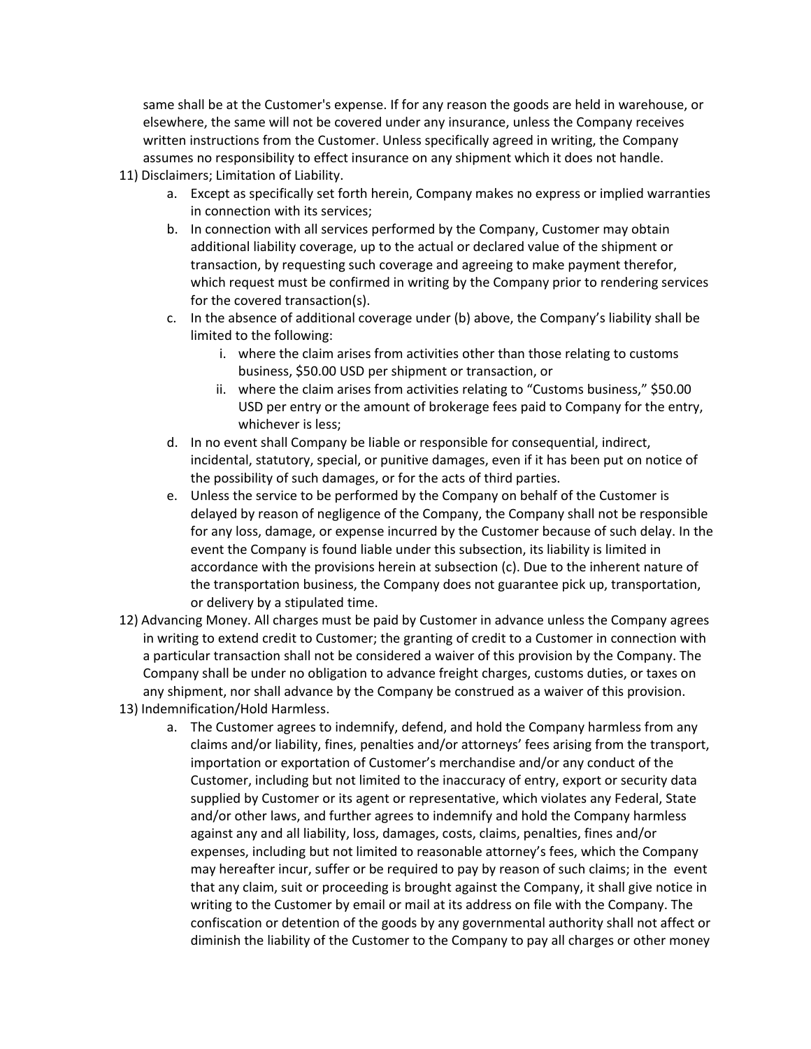same shall be at the Customer's expense. If for any reason the goods are held in warehouse, or elsewhere, the same will not be covered under any insurance, unless the Company receives written instructions from the Customer. Unless specifically agreed in writing, the Company assumes no responsibility to effect insurance on any shipment which it does not handle.

11) Disclaimers; Limitation of Liability.
    a. Except as specifically set forth herein, Company makes no express or implied warranties in connection with its services;
    b. In connection with all services performed by the Company, Customer may obtain additional liability coverage, up to the actual or declared value of the shipment or transaction, by requesting such coverage and agreeing to make payment therefor, which request must be confirmed in writing by the Company prior to rendering services for the covered transaction(s).
    c. In the absence of additional coverage under (b) above, the Company's liability shall be limited to the following:
        i. where the claim arises from activities other than those relating to customs business, $50.00 USD per shipment or transaction, or
        ii. where the claim arises from activities relating to "Customs business," $50.00 USD per entry or the amount of brokerage fees paid to Company for the entry, whichever is less;
    d. In no event shall Company be liable or responsible for consequential, indirect, incidental, statutory, special, or punitive damages, even if it has been put on notice of the possibility of such damages, or for the acts of third parties.
    e. Unless the service to be performed by the Company on behalf of the Customer is delayed by reason of negligence of the Company, the Company shall not be responsible for any loss, damage, or expense incurred by the Customer because of such delay. In the event the Company is found liable under this subsection, its liability is limited in accordance with the provisions herein at subsection (c). Due to the inherent nature of the transportation business, the Company does not guarantee pick up, transportation, or delivery by a stipulated time.

12) Advancing Money. All charges must be paid by Customer in advance unless the Company agrees in writing to extend credit to Customer; the granting of credit to a Customer in connection with a particular transaction shall not be considered a waiver of this provision by the Company. The Company shall be under no obligation to advance freight charges, customs duties, or taxes on any shipment, nor shall advance by the Company be construed as a waiver of this provision.

13) Indemnification/Hold Harmless.
    a. The Customer agrees to indemnify, defend, and hold the Company harmless from any claims and/or liability, fines, penalties and/or attorneys' fees arising from the transport, importation or exportation of Customer's merchandise and/or any conduct of the Customer, including but not limited to the inaccuracy of entry, export or security data supplied by Customer or its agent or representative, which violates any Federal, State and/or other laws, and further agrees to indemnify and hold the Company harmless against any and all liability, loss, damages, costs, claims, penalties, fines and/or expenses, including but not limited to reasonable attorney's fees, which the Company may hereafter incur, suffer or be required to pay by reason of such claims; in the event that any claim, suit or proceeding is brought against the Company, it shall give notice in writing to the Customer by email or mail at its address on file with the Company. The confiscation or detention of the goods by any governmental authority shall not affect or diminish the liability of the Customer to the Company to pay all charges or other money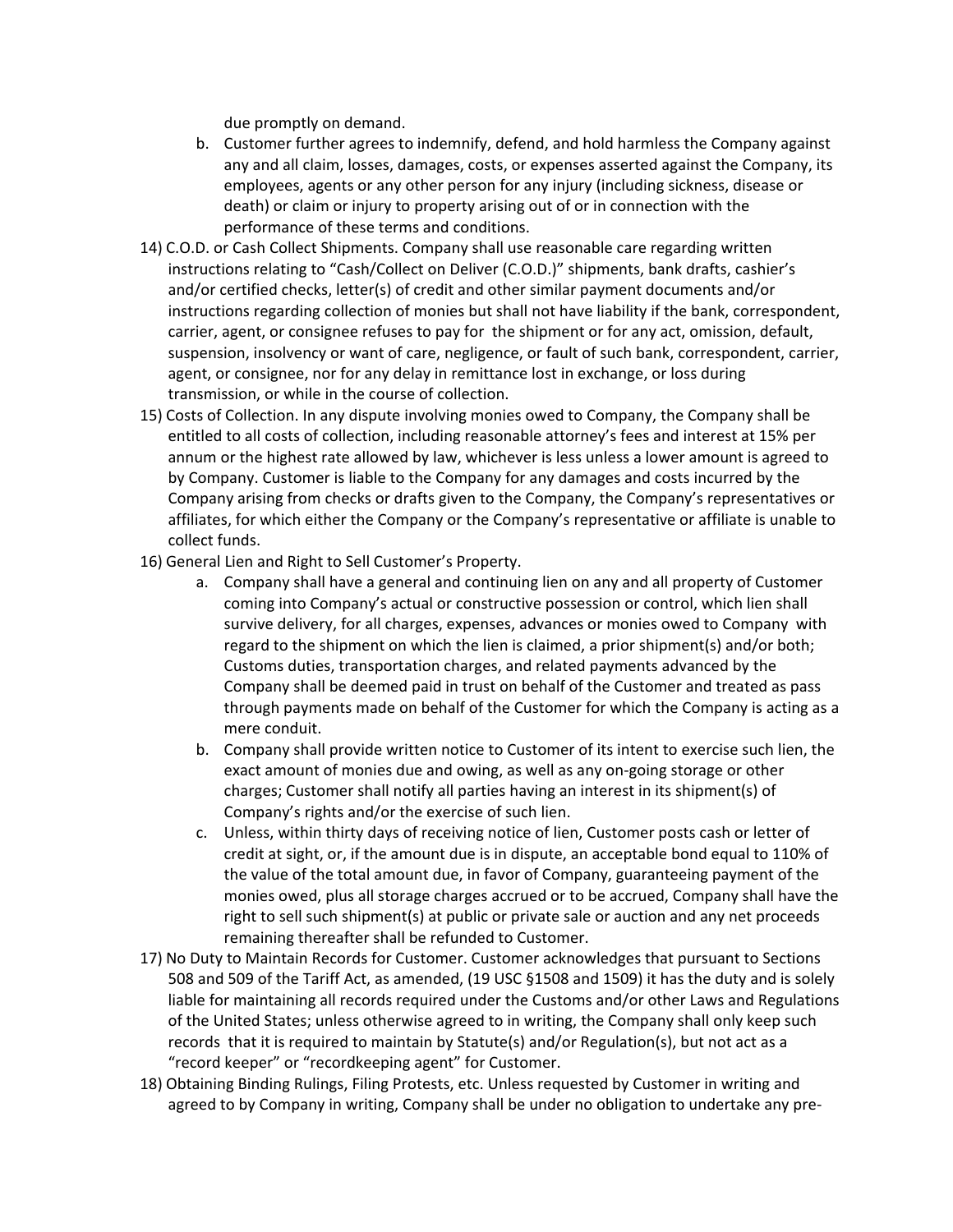due promptly on demand.

    b. Customer further agrees to indemnify, defend, and hold harmless the Company against any and all claim, losses, damages, costs, or expenses asserted against the Company, its employees, agents or any other person for any injury (including sickness, disease or death) or claim or injury to property arising out of or in connection with the performance of these terms and conditions.

14) C.O.D. or Cash Collect Shipments. Company shall use reasonable care regarding written instructions relating to "Cash/Collect on Deliver (C.O.D.)" shipments, bank drafts, cashier's and/or certified checks, letter(s) of credit and other similar payment documents and/or instructions regarding collection of monies but shall not have liability if the bank, correspondent, carrier, agent, or consignee refuses to pay for the shipment or for any act, omission, default, suspension, insolvency or want of care, negligence, or fault of such bank, correspondent, carrier, agent, or consignee, nor for any delay in remittance lost in exchange, or loss during transmission, or while in the course of collection.

15) Costs of Collection. In any dispute involving monies owed to Company, the Company shall be entitled to all costs of collection, including reasonable attorney's fees and interest at 15% per annum or the highest rate allowed by law, whichever is less unless a lower amount is agreed to by Company. Customer is liable to the Company for any damages and costs incurred by the Company arising from checks or drafts given to the Company, the Company's representatives or affiliates, for which either the Company or the Company's representative or affiliate is unable to collect funds.

16) General Lien and Right to Sell Customer's Property.
    a. Company shall have a general and continuing lien on any and all property of Customer coming into Company's actual or constructive possession or control, which lien shall survive delivery, for all charges, expenses, advances or monies owed to Company with regard to the shipment on which the lien is claimed, a prior shipment(s) and/or both; Customs duties, transportation charges, and related payments advanced by the Company shall be deemed paid in trust on behalf of the Customer and treated as pass through payments made on behalf of the Customer for which the Company is acting as a mere conduit.
    b. Company shall provide written notice to Customer of its intent to exercise such lien, the exact amount of monies due and owing, as well as any on-going storage or other charges; Customer shall notify all parties having an interest in its shipment(s) of Company's rights and/or the exercise of such lien.
    c. Unless, within thirty days of receiving notice of lien, Customer posts cash or letter of credit at sight, or, if the amount due is in dispute, an acceptable bond equal to 110% of the value of the total amount due, in favor of Company, guaranteeing payment of the monies owed, plus all storage charges accrued or to be accrued, Company shall have the right to sell such shipment(s) at public or private sale or auction and any net proceeds remaining thereafter shall be refunded to Customer.

17) No Duty to Maintain Records for Customer. Customer acknowledges that pursuant to Sections 508 and 509 of the Tariff Act, as amended, (19 USC §1508 and 1509) it has the duty and is solely liable for maintaining all records required under the Customs and/or other Laws and Regulations of the United States; unless otherwise agreed to in writing, the Company shall only keep such records that it is required to maintain by Statute(s) and/or Regulation(s), but not act as a "record keeper" or "recordkeeping agent" for Customer.

18) Obtaining Binding Rulings, Filing Protests, etc. Unless requested by Customer in writing and agreed to by Company in writing, Company shall be under no obligation to undertake any pre-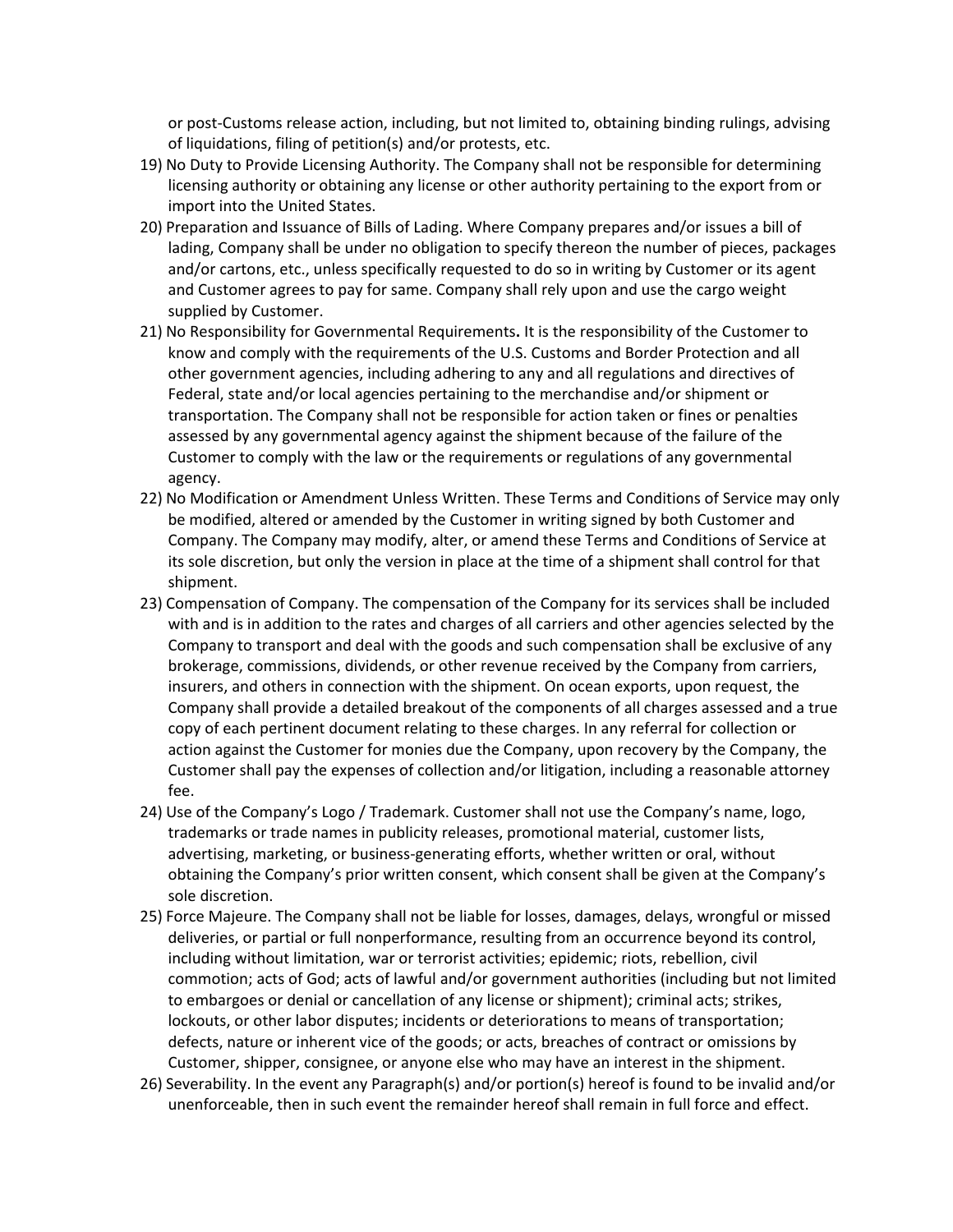or post-Customs release action, including, but not limited to, obtaining binding rulings, advising of liquidations, filing of petition(s) and/or protests, etc.

19) No Duty to Provide Licensing Authority. The Company shall not be responsible for determining licensing authority or obtaining any license or other authority pertaining to the export from or import into the United States.

20) Preparation and Issuance of Bills of Lading. Where Company prepares and/or issues a bill of lading, Company shall be under no obligation to specify thereon the number of pieces, packages and/or cartons, etc., unless specifically requested to do so in writing by Customer or its agent and Customer agrees to pay for same. Company shall rely upon and use the cargo weight supplied by Customer.

21) No Responsibility for Governmental Requirements**.** It is the responsibility of the Customer to know and comply with the requirements of the U.S. Customs and Border Protection and all other government agencies, including adhering to any and all regulations and directives of Federal, state and/or local agencies pertaining to the merchandise and/or shipment or transportation. The Company shall not be responsible for action taken or fines or penalties assessed by any governmental agency against the shipment because of the failure of the Customer to comply with the law or the requirements or regulations of any governmental agency.

22) No Modification or Amendment Unless Written. These Terms and Conditions of Service may only be modified, altered or amended by the Customer in writing signed by both Customer and Company. The Company may modify, alter, or amend these Terms and Conditions of Service at its sole discretion, but only the version in place at the time of a shipment shall control for that shipment.

23) Compensation of Company. The compensation of the Company for its services shall be included with and is in addition to the rates and charges of all carriers and other agencies selected by the Company to transport and deal with the goods and such compensation shall be exclusive of any brokerage, commissions, dividends, or other revenue received by the Company from carriers, insurers, and others in connection with the shipment. On ocean exports, upon request, the Company shall provide a detailed breakout of the components of all charges assessed and a true copy of each pertinent document relating to these charges. In any referral for collection or action against the Customer for monies due the Company, upon recovery by the Company, the Customer shall pay the expenses of collection and/or litigation, including a reasonable attorney fee.

24) Use of the Company's Logo / Trademark. Customer shall not use the Company's name, logo, trademarks or trade names in publicity releases, promotional material, customer lists, advertising, marketing, or business-generating efforts, whether written or oral, without obtaining the Company's prior written consent, which consent shall be given at the Company's sole discretion.

25) Force Majeure. The Company shall not be liable for losses, damages, delays, wrongful or missed deliveries, or partial or full nonperformance, resulting from an occurrence beyond its control, including without limitation, war or terrorist activities; epidemic; riots, rebellion, civil commotion; acts of God; acts of lawful and/or government authorities (including but not limited to embargoes or denial or cancellation of any license or shipment); criminal acts; strikes, lockouts, or other labor disputes; incidents or deteriorations to means of transportation; defects, nature or inherent vice of the goods; or acts, breaches of contract or omissions by Customer, shipper, consignee, or anyone else who may have an interest in the shipment.

26) Severability. In the event any Paragraph(s) and/or portion(s) hereof is found to be invalid and/or unenforceable, then in such event the remainder hereof shall remain in full force and effect.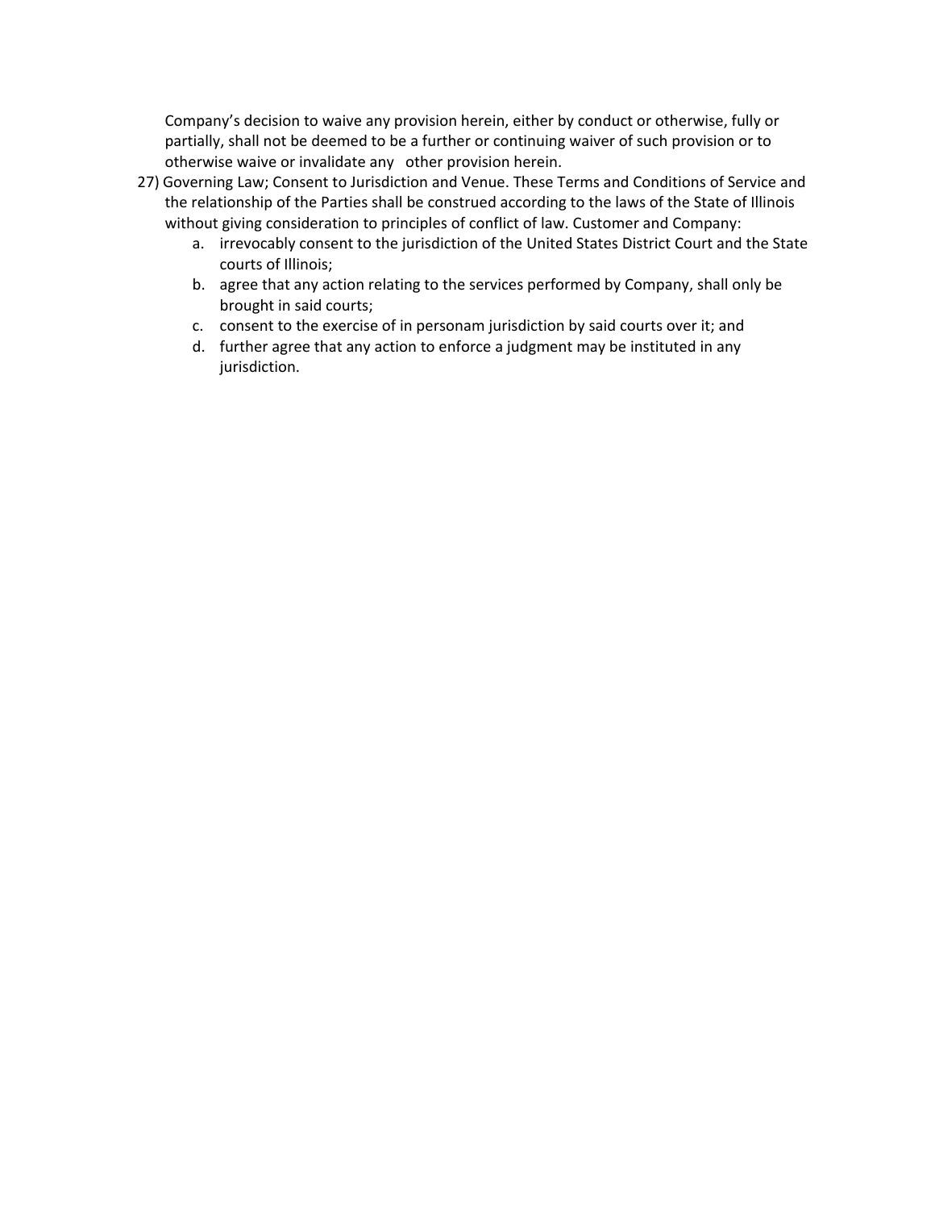Company's decision to waive any provision herein, either by conduct or otherwise, fully or partially, shall not be deemed to be a further or continuing waiver of such provision or to otherwise waive or invalidate any other provision herein.

27) Governing Law; Consent to Jurisdiction and Venue. These Terms and Conditions of Service and the relationship of the Parties shall be construed according to the laws of the State of Illinois without giving consideration to principles of conflict of law. Customer and Company:

   a. irrevocably consent to the jurisdiction of the United States District Court and the State courts of Illinois;
   b. agree that any action relating to the services performed by Company, shall only be brought in said courts;
   c. consent to the exercise of in personam jurisdiction by said courts over it; and
   d. further agree that any action to enforce a judgment may be instituted in any jurisdiction.